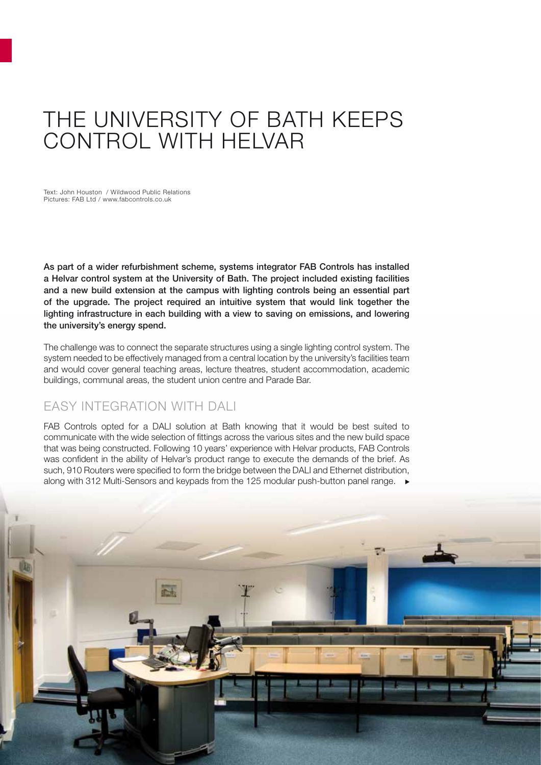# THE UNIVERSITY OF BATH KEEPS CONTROL WITH HELVAR

Text: John Houston / Wildwood Public Relations
Pictures: FAB Ltd / www.fabcontrols.co.uk

**As part of a wider refurbishment scheme, systems integrator FAB Controls has installed a Helvar control system at the University of Bath. The project included existing facilities and a new build extension at the campus with lighting controls being an essential part of the upgrade. The project required an intuitive system that would link together the lighting infrastructure in each building with a view to saving on emissions, and lowering the university's energy spend.**

The challenge was to connect the separate structures using a single lighting control system. The system needed to be effectively managed from a central location by the university's facilities team and would cover general teaching areas, lecture theatres, student accommodation, academic buildings, communal areas, the student union centre and Parade Bar.

## EASY INTEGRATION WITH DALI

FAB Controls opted for a DALI solution at Bath knowing that it would be best suited to communicate with the wide selection of fittings across the various sites and the new build space that was being constructed. Following 10 years' experience with Helvar products, FAB Controls was confident in the ability of Helvar's product range to execute the demands of the brief. As such, 910 Routers were specified to form the bridge between the DALI and Ethernet distribution, along with 312 Multi-Sensors and keypads from the 125 modular push-button panel range.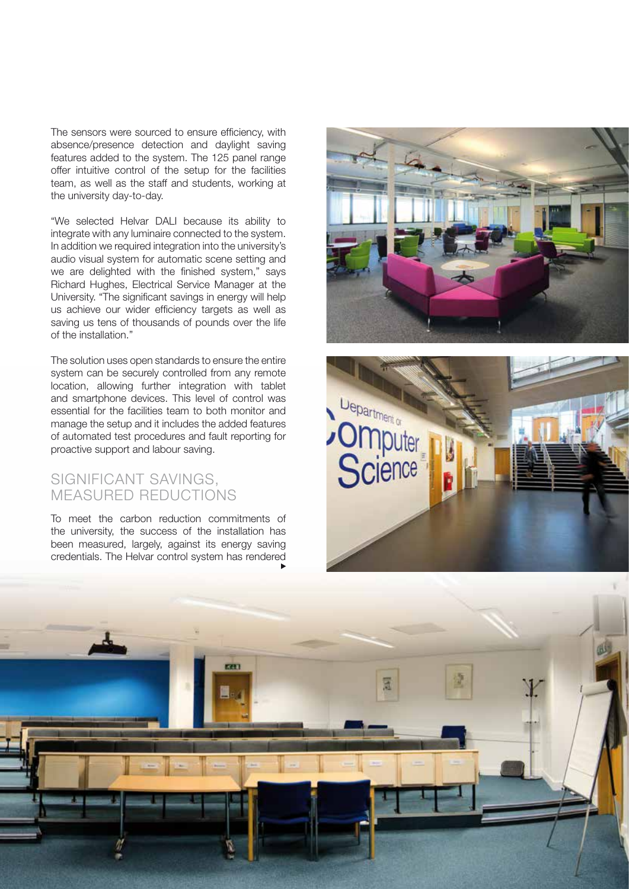The sensors were sourced to ensure efficiency, with absence/presence detection and daylight saving features added to the system. The 125 panel range offer intuitive control of the setup for the facilities team, as well as the staff and students, working at the university day-to-day.

"We selected Helvar DALI because its ability to integrate with any luminaire connected to the system. In addition we required integration into the university's audio visual system for automatic scene setting and we are delighted with the finished system," says Richard Hughes, Electrical Service Manager at the University. "The significant savings in energy will help us achieve our wider efficiency targets as well as saving us tens of thousands of pounds over the life of the installation."

The solution uses open standards to ensure the entire system can be securely controlled from any remote location, allowing further integration with tablet and smartphone devices. This level of control was essential for the facilities team to both monitor and manage the setup and it includes the added features of automated test procedures and fault reporting for proactive support and labour saving.

## SIGNIFICANT SAVINGS, MEASURED REDUCTIONS

To meet the carbon reduction commitments of the university, the success of the installation has been measured, largely, against its energy saving credentials. The Helvar control system has rendered ▸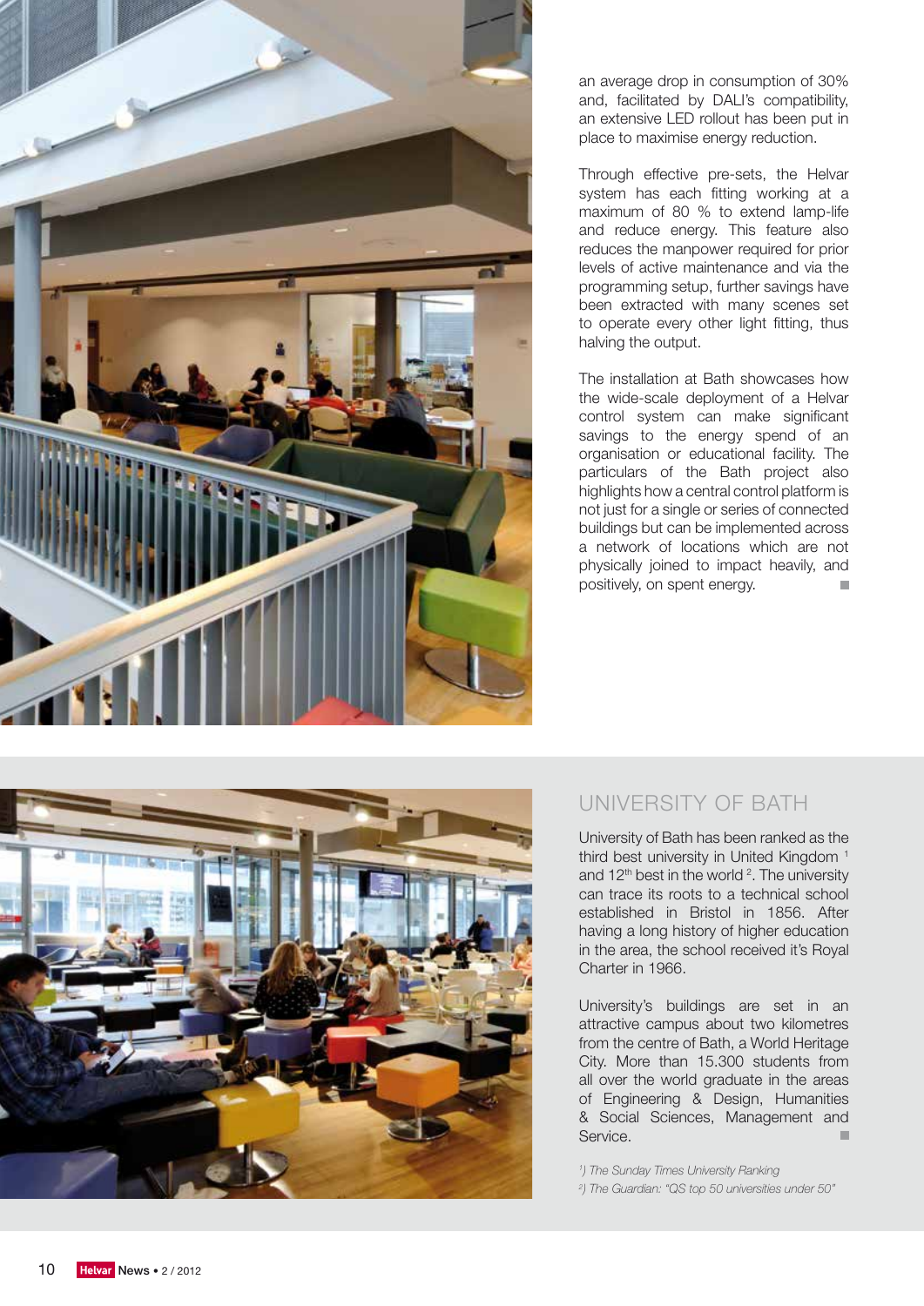an average drop in consumption of 30% and, facilitated by DALI's compatibility, an extensive LED rollout has been put in place to maximise energy reduction.

Through effective pre-sets, the Helvar system has each fitting working at a maximum of 80 % to extend lamp-life and reduce energy. This feature also reduces the manpower required for prior levels of active maintenance and via the programming setup, further savings have been extracted with many scenes set to operate every other light fitting, thus halving the output.

The installation at Bath showcases how the wide-scale deployment of a Helvar control system can make significant savings to the energy spend of an organisation or educational facility. The particulars of the Bath project also highlights how a central control platform is not just for a single or series of connected buildings but can be implemented across a network of locations which are not physically joined to impact heavily, and positively, on spent energy.

## UNIVERSITY OF BATH

University of Bath has been ranked as the third best university in United Kingdom [1] and 12th best in the world [2]. The university can trace its roots to a technical school established in Bristol in 1856. After having a long history of higher education in the area, the school received it's Royal Charter in 1966.

University's buildings are set in an attractive campus about two kilometres from the centre of Bath, a World Heritage City. More than 15.300 students from all over the world graduate in the areas of Engineering & Design, Humanities & Social Sciences, Management and Service.

*1) The Sunday Times University Ranking*

*2) The Guardian: "QS top 50 universities under 50"*